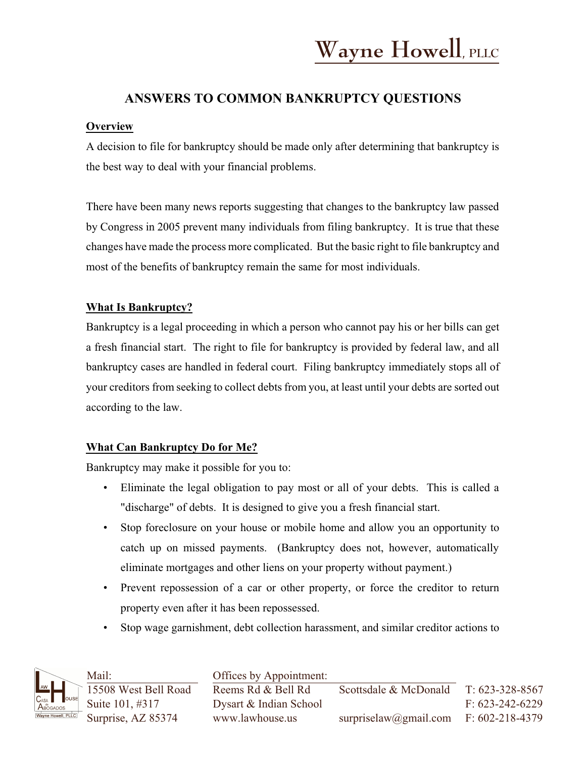# ANSWERS TO COMMON BANKRUPTCY QUESTIONS

**Overview**

A decision to file for bankruptcy should be made only after determining that bankruptcy is the best way to deal with your financial problems.

There have been many news reports suggesting that changes to the bankruptcy law passed by Congress in 2005 prevent many individuals from filing bankruptcy. It is true that these changes have made the process more complicated. But the basic right to file bankruptcy and most of the benefits of bankruptcy remain the same for most individuals.

**What Is Bankruptcy?**

Bankruptcy is a legal proceeding in which a person who cannot pay his or her bills can get a fresh financial start. The right to file for bankruptcy is provided by federal law, and all bankruptcy cases are handled in federal court. Filing bankruptcy immediately stops all of your creditors from seeking to collect debts from you, at least until your debts are sorted out according to the law.

**What Can Bankruptcy Do for Me?**

Bankruptcy may make it possible for you to:

- Eliminate the legal obligation to pay most or all of your debts. This is called a "discharge" of debts. It is designed to give you a fresh financial start.
- Stop foreclosure on your house or mobile home and allow you an opportunity to catch up on missed payments. (Bankruptcy does not, however, automatically eliminate mortgages and other liens on your property without payment.)
- Prevent repossession of a car or other property, or force the creditor to return property even after it has been repossessed.
- Stop wage garnishment, debt collection harassment, and similar creditor actions to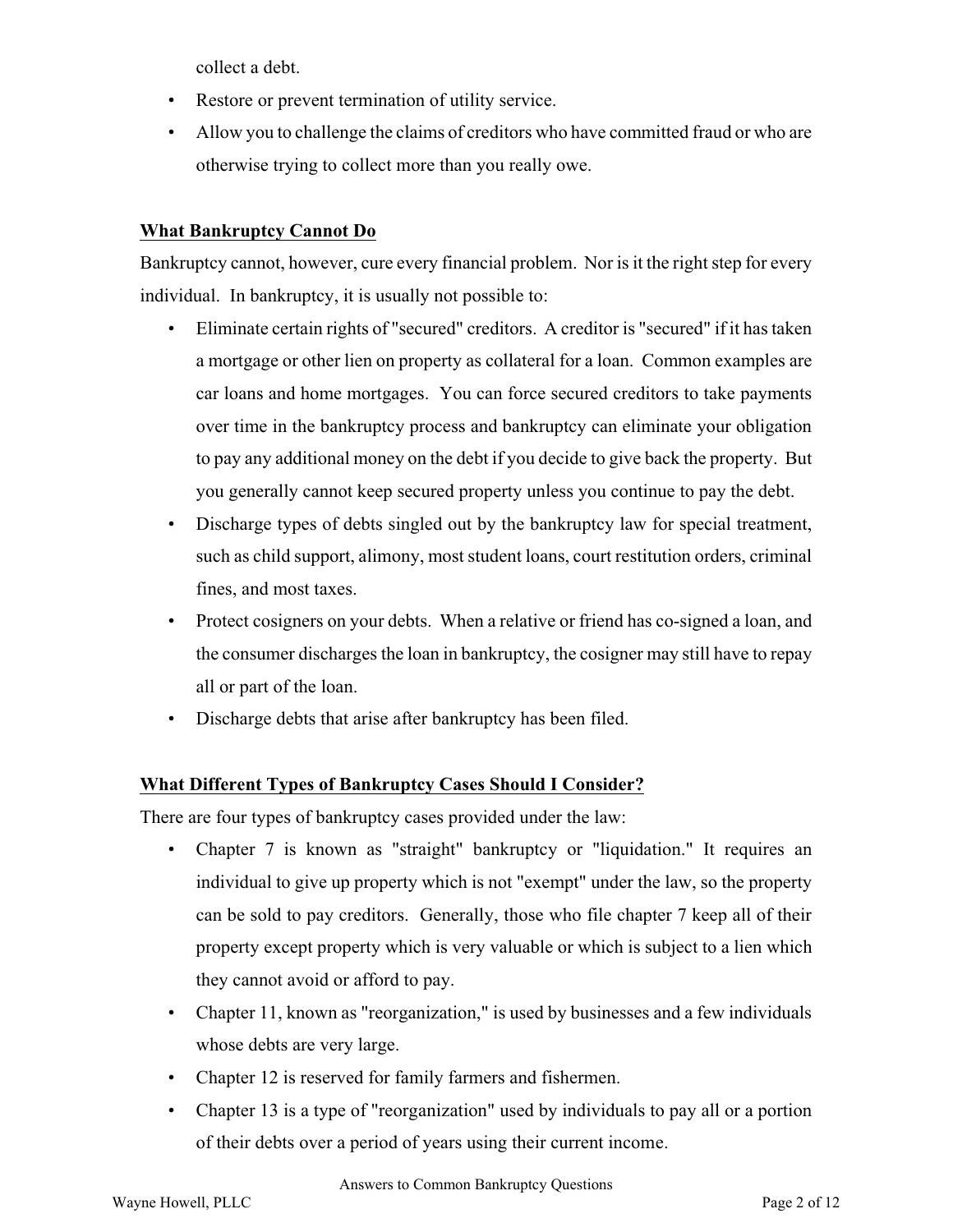collect a debt.

- Restore or prevent termination of utility service.
- Allow you to challenge the claims of creditors who have committed fraud or who are otherwise trying to collect more than you really owe.

## What Bankruptcy Cannot Do

Bankruptcy cannot, however, cure every financial problem. Nor is it the right step for every individual. In bankruptcy, it is usually not possible to:

- Eliminate certain rights of "secured" creditors. A creditor is "secured" if it has taken a mortgage or other lien on property as collateral for a loan. Common examples are car loans and home mortgages. You can force secured creditors to take payments over time in the bankruptcy process and bankruptcy can eliminate your obligation to pay any additional money on the debt if you decide to give back the property. But you generally cannot keep secured property unless you continue to pay the debt.
- Discharge types of debts singled out by the bankruptcy law for special treatment, such as child support, alimony, most student loans, court restitution orders, criminal fines, and most taxes.
- Protect cosigners on your debts. When a relative or friend has co-signed a loan, and the consumer discharges the loan in bankruptcy, the cosigner may still have to repay all or part of the loan.
- Discharge debts that arise after bankruptcy has been filed.

## What Different Types of Bankruptcy Cases Should I Consider?

There are four types of bankruptcy cases provided under the law:

- Chapter 7 is known as "straight" bankruptcy or "liquidation." It requires an individual to give up property which is not "exempt" under the law, so the property can be sold to pay creditors. Generally, those who file chapter 7 keep all of their property except property which is very valuable or which is subject to a lien which they cannot avoid or afford to pay.
- Chapter 11, known as "reorganization," is used by businesses and a few individuals whose debts are very large.
- Chapter 12 is reserved for family farmers and fishermen.
- Chapter 13 is a type of "reorganization" used by individuals to pay all or a portion of their debts over a period of years using their current income.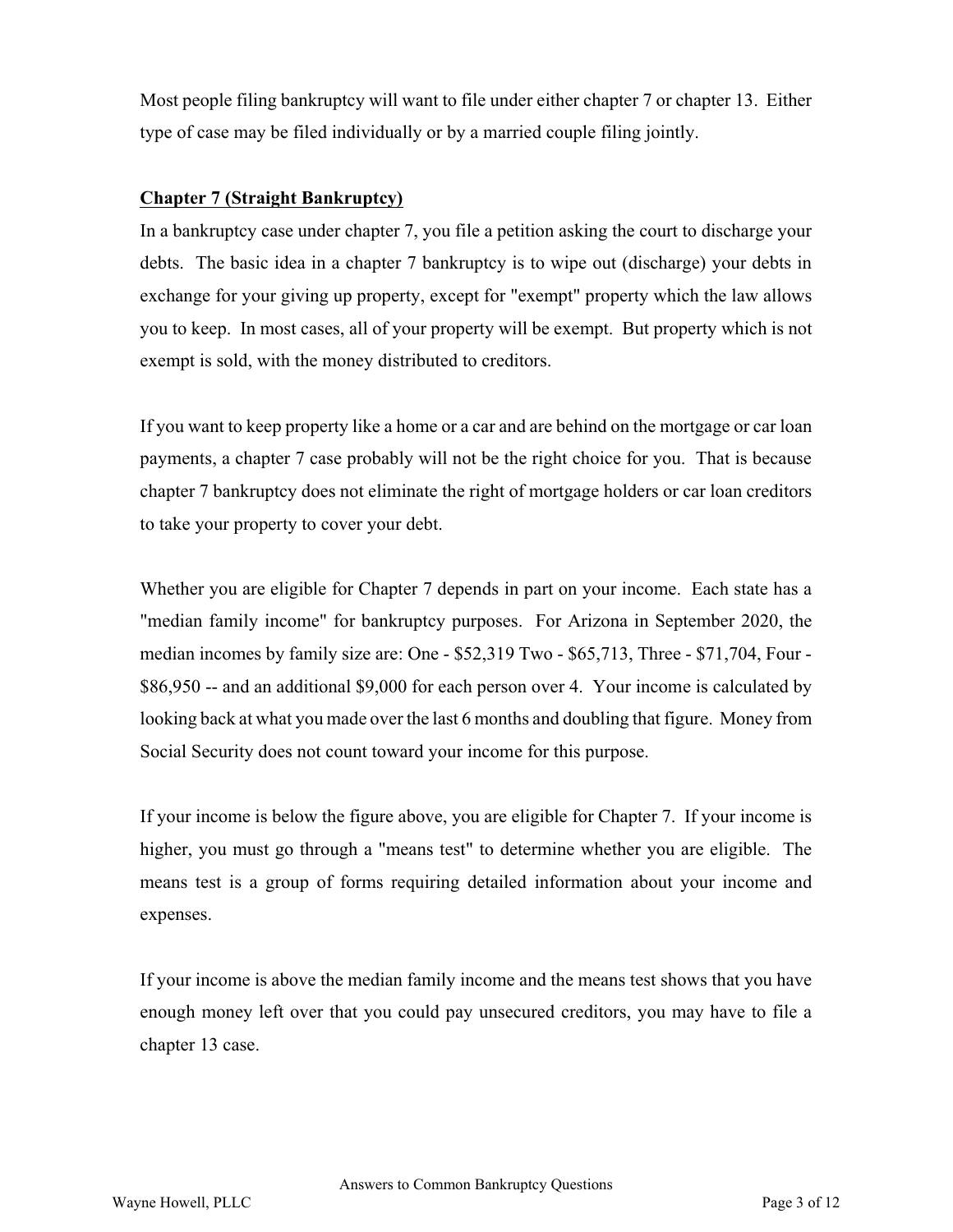Most people filing bankruptcy will want to file under either chapter 7 or chapter 13. Either type of case may be filed individually or by a married couple filing jointly.

**Chapter 7 (Straight Bankruptcy)**

In a bankruptcy case under chapter 7, you file a petition asking the court to discharge your debts. The basic idea in a chapter 7 bankruptcy is to wipe out (discharge) your debts in exchange for your giving up property, except for "exempt" property which the law allows you to keep. In most cases, all of your property will be exempt. But property which is not exempt is sold, with the money distributed to creditors.

If you want to keep property like a home or a car and are behind on the mortgage or car loan payments, a chapter 7 case probably will not be the right choice for you. That is because chapter 7 bankruptcy does not eliminate the right of mortgage holders or car loan creditors to take your property to cover your debt.

Whether you are eligible for Chapter 7 depends in part on your income. Each state has a "median family income" for bankruptcy purposes. For Arizona in September 2020, the median incomes by family size are: One - $52,319 Two - $65,713, Three - $71,704, Four - $86,950 -- and an additional $9,000 for each person over 4. Your income is calculated by looking back at what you made over the last 6 months and doubling that figure. Money from Social Security does not count toward your income for this purpose.

If your income is below the figure above, you are eligible for Chapter 7. If your income is higher, you must go through a "means test" to determine whether you are eligible. The means test is a group of forms requiring detailed information about your income and expenses.

If your income is above the median family income and the means test shows that you have enough money left over that you could pay unsecured creditors, you may have to file a chapter 13 case.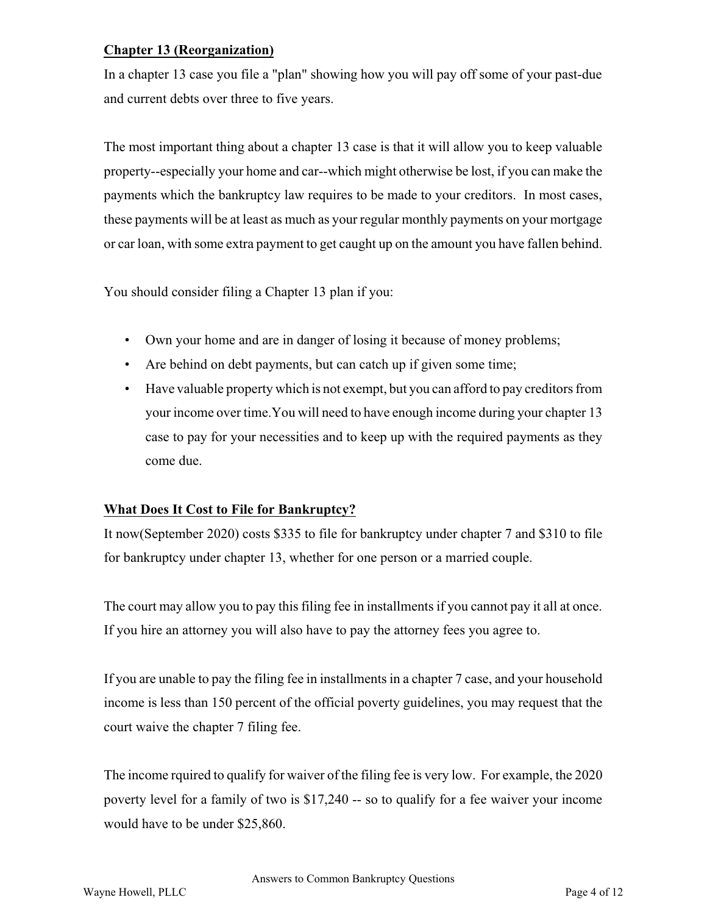## Chapter 13 (Reorganization)

In a chapter 13 case you file a "plan" showing how you will pay off some of your past-due and current debts over three to five years.

The most important thing about a chapter 13 case is that it will allow you to keep valuable property--especially your home and car--which might otherwise be lost, if you can make the payments which the bankruptcy law requires to be made to your creditors. In most cases, these payments will be at least as much as your regular monthly payments on your mortgage or car loan, with some extra payment to get caught up on the amount you have fallen behind.

You should consider filing a Chapter 13 plan if you:

- Own your home and are in danger of losing it because of money problems;
- Are behind on debt payments, but can catch up if given some time;
- Have valuable property which is not exempt, but you can afford to pay creditors from your income over time.You will need to have enough income during your chapter 13 case to pay for your necessities and to keep up with the required payments as they come due.

## What Does It Cost to File for Bankruptcy?

It now(September 2020) costs $335 to file for bankruptcy under chapter 7 and $310 to file for bankruptcy under chapter 13, whether for one person or a married couple.

The court may allow you to pay this filing fee in installments if you cannot pay it all at once. If you hire an attorney you will also have to pay the attorney fees you agree to.

If you are unable to pay the filing fee in installments in a chapter 7 case, and your household income is less than 150 percent of the official poverty guidelines, you may request that the court waive the chapter 7 filing fee.

The income rquired to qualify for waiver of the filing fee is very low. For example, the 2020 poverty level for a family of two is $17,240 -- so to qualify for a fee waiver your income would have to be under $25,860.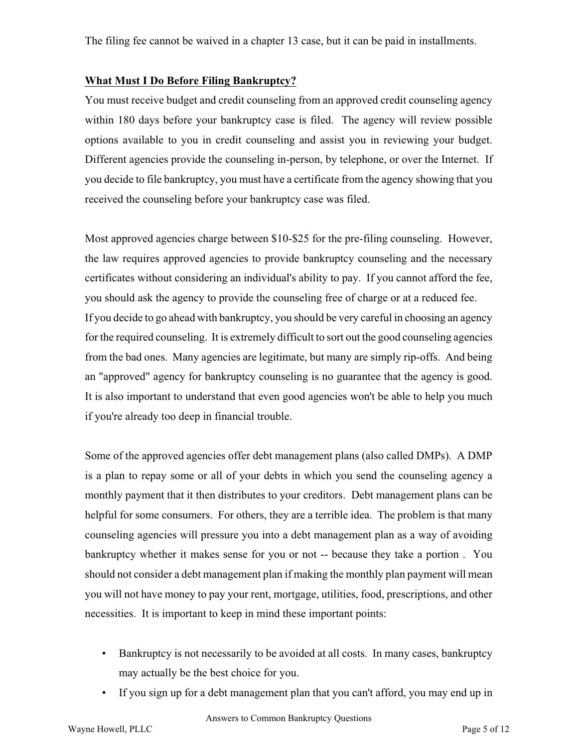The filing fee cannot be waived in a chapter 13 case, but it can be paid in installments.

**What Must I Do Before Filing Bankruptcy?**

You must receive budget and credit counseling from an approved credit counseling agency within 180 days before your bankruptcy case is filed. The agency will review possible options available to you in credit counseling and assist you in reviewing your budget. Different agencies provide the counseling in-person, by telephone, or over the Internet. If you decide to file bankruptcy, you must have a certificate from the agency showing that you received the counseling before your bankruptcy case was filed.

Most approved agencies charge between $10-$25 for the pre-filing counseling. However, the law requires approved agencies to provide bankruptcy counseling and the necessary certificates without considering an individual's ability to pay. If you cannot afford the fee, you should ask the agency to provide the counseling free of charge or at a reduced fee.
If you decide to go ahead with bankruptcy, you should be very careful in choosing an agency for the required counseling. It is extremely difficult to sort out the good counseling agencies from the bad ones. Many agencies are legitimate, but many are simply rip-offs. And being an "approved" agency for bankruptcy counseling is no guarantee that the agency is good. It is also important to understand that even good agencies won't be able to help you much if you're already too deep in financial trouble.

Some of the approved agencies offer debt management plans (also called DMPs). A DMP is a plan to repay some or all of your debts in which you send the counseling agency a monthly payment that it then distributes to your creditors. Debt management plans can be helpful for some consumers. For others, they are a terrible idea. The problem is that many counseling agencies will pressure you into a debt management plan as a way of avoiding bankruptcy whether it makes sense for you or not -- because they take a portion . You should not consider a debt management plan if making the monthly plan payment will mean you will not have money to pay your rent, mortgage, utilities, food, prescriptions, and other necessities. It is important to keep in mind these important points:

- Bankruptcy is not necessarily to be avoided at all costs. In many cases, bankruptcy may actually be the best choice for you.
- If you sign up for a debt management plan that you can't afford, you may end up in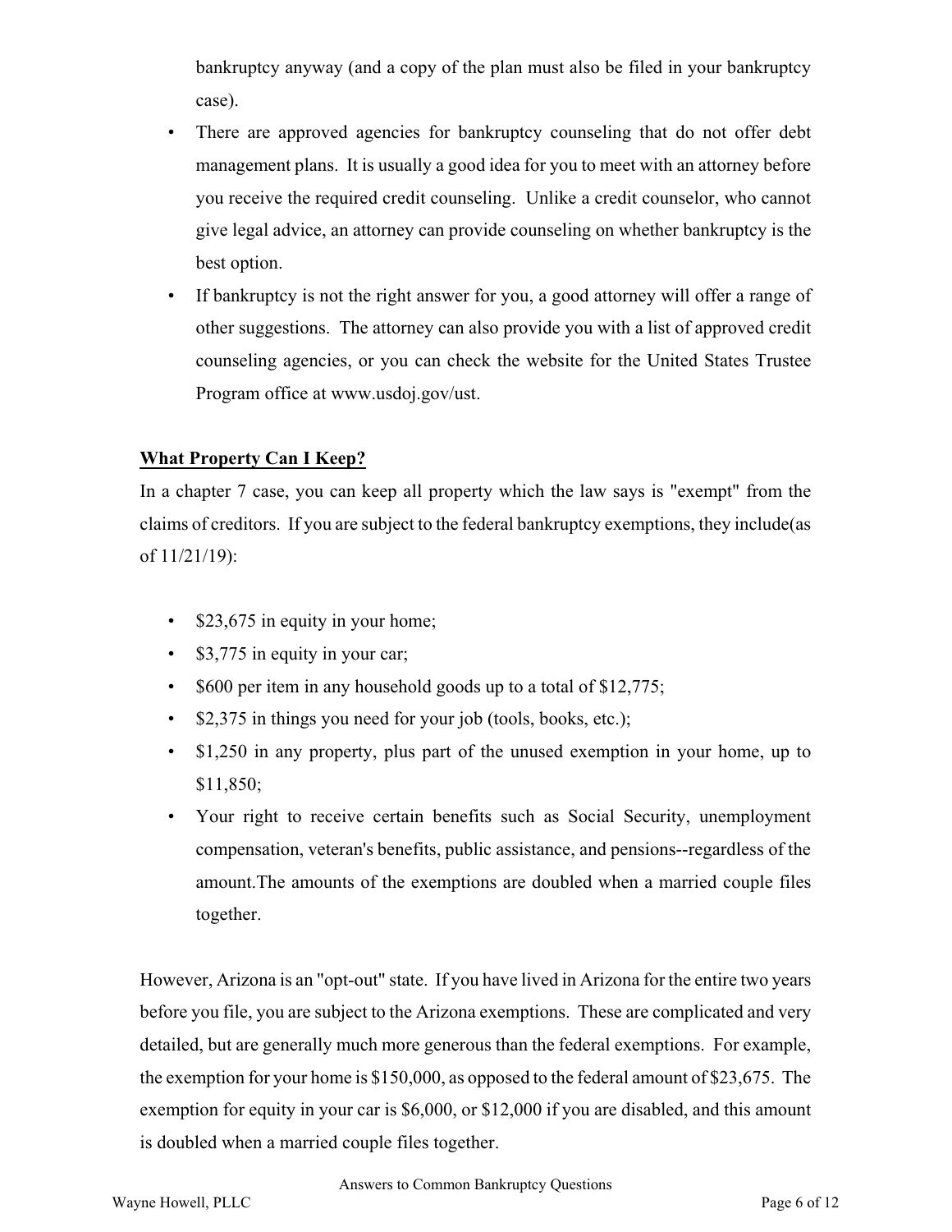bankruptcy anyway (and a copy of the plan must also be filed in your bankruptcy case).

- There are approved agencies for bankruptcy counseling that do not offer debt management plans. It is usually a good idea for you to meet with an attorney before you receive the required credit counseling. Unlike a credit counselor, who cannot give legal advice, an attorney can provide counseling on whether bankruptcy is the best option.
- If bankruptcy is not the right answer for you, a good attorney will offer a range of other suggestions. The attorney can also provide you with a list of approved credit counseling agencies, or you can check the website for the United States Trustee Program office at www.usdoj.gov/ust.

## What Property Can I Keep?

In a chapter 7 case, you can keep all property which the law says is "exempt" from the claims of creditors. If you are subject to the federal bankruptcy exemptions, they include(as of 11/21/19):

- $23,675 in equity in your home;
- $3,775 in equity in your car;
- $600 per item in any household goods up to a total of $12,775;
- $2,375 in things you need for your job (tools, books, etc.);
- $1,250 in any property, plus part of the unused exemption in your home, up to $11,850;
- Your right to receive certain benefits such as Social Security, unemployment compensation, veteran's benefits, public assistance, and pensions--regardless of the amount.The amounts of the exemptions are doubled when a married couple files together.

However, Arizona is an "opt-out" state. If you have lived in Arizona for the entire two years before you file, you are subject to the Arizona exemptions. These are complicated and very detailed, but are generally much more generous than the federal exemptions. For example, the exemption for your home is $150,000, as opposed to the federal amount of $23,675. The exemption for equity in your car is $6,000, or $12,000 if you are disabled, and this amount is doubled when a married couple files together.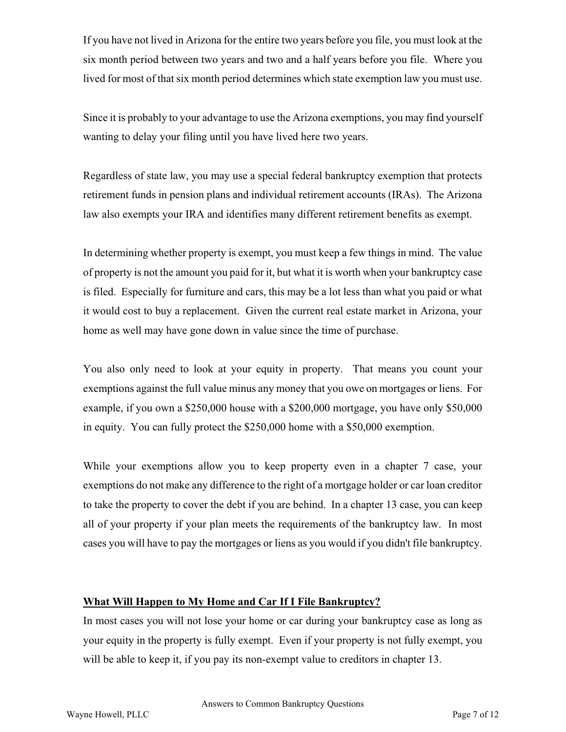If you have not lived in Arizona for the entire two years before you file, you must look at the six month period between two years and two and a half years before you file. Where you lived for most of that six month period determines which state exemption law you must use.

Since it is probably to your advantage to use the Arizona exemptions, you may find yourself wanting to delay your filing until you have lived here two years.

Regardless of state law, you may use a special federal bankruptcy exemption that protects retirement funds in pension plans and individual retirement accounts (IRAs). The Arizona law also exempts your IRA and identifies many different retirement benefits as exempt.

In determining whether property is exempt, you must keep a few things in mind. The value of property is not the amount you paid for it, but what it is worth when your bankruptcy case is filed. Especially for furniture and cars, this may be a lot less than what you paid or what it would cost to buy a replacement. Given the current real estate market in Arizona, your home as well may have gone down in value since the time of purchase.

You also only need to look at your equity in property. That means you count your exemptions against the full value minus any money that you owe on mortgages or liens. For example, if you own a $250,000 house with a $200,000 mortgage, you have only $50,000 in equity. You can fully protect the $250,000 home with a $50,000 exemption.

While your exemptions allow you to keep property even in a chapter 7 case, your exemptions do not make any difference to the right of a mortgage holder or car loan creditor to take the property to cover the debt if you are behind. In a chapter 13 case, you can keep all of your property if your plan meets the requirements of the bankruptcy law. In most cases you will have to pay the mortgages or liens as you would if you didn't file bankruptcy.

## **What Will Happen to My Home and Car If I File Bankruptcy?**

In most cases you will not lose your home or car during your bankruptcy case as long as your equity in the property is fully exempt. Even if your property is not fully exempt, you will be able to keep it, if you pay its non-exempt value to creditors in chapter 13.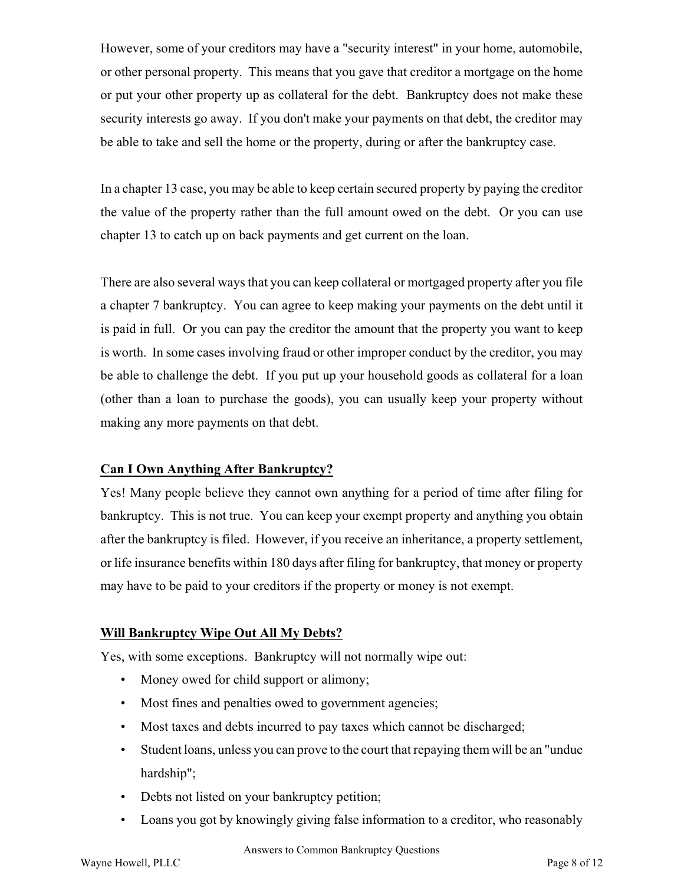However, some of your creditors may have a "security interest" in your home, automobile, or other personal property. This means that you gave that creditor a mortgage on the home or put your other property up as collateral for the debt. Bankruptcy does not make these security interests go away. If you don't make your payments on that debt, the creditor may be able to take and sell the home or the property, during or after the bankruptcy case.

In a chapter 13 case, you may be able to keep certain secured property by paying the creditor the value of the property rather than the full amount owed on the debt. Or you can use chapter 13 to catch up on back payments and get current on the loan.

There are also several ways that you can keep collateral or mortgaged property after you file a chapter 7 bankruptcy. You can agree to keep making your payments on the debt until it is paid in full. Or you can pay the creditor the amount that the property you want to keep is worth. In some cases involving fraud or other improper conduct by the creditor, you may be able to challenge the debt. If you put up your household goods as collateral for a loan (other than a loan to purchase the goods), you can usually keep your property without making any more payments on that debt.

## Can I Own Anything After Bankruptcy?

Yes! Many people believe they cannot own anything for a period of time after filing for bankruptcy. This is not true. You can keep your exempt property and anything you obtain after the bankruptcy is filed. However, if you receive an inheritance, a property settlement, or life insurance benefits within 180 days after filing for bankruptcy, that money or property may have to be paid to your creditors if the property or money is not exempt.

## Will Bankruptcy Wipe Out All My Debts?

Yes, with some exceptions. Bankruptcy will not normally wipe out:

- Money owed for child support or alimony;
- Most fines and penalties owed to government agencies;
- Most taxes and debts incurred to pay taxes which cannot be discharged;
- Student loans, unless you can prove to the court that repaying them will be an "undue hardship";
- Debts not listed on your bankruptcy petition;
- Loans you got by knowingly giving false information to a creditor, who reasonably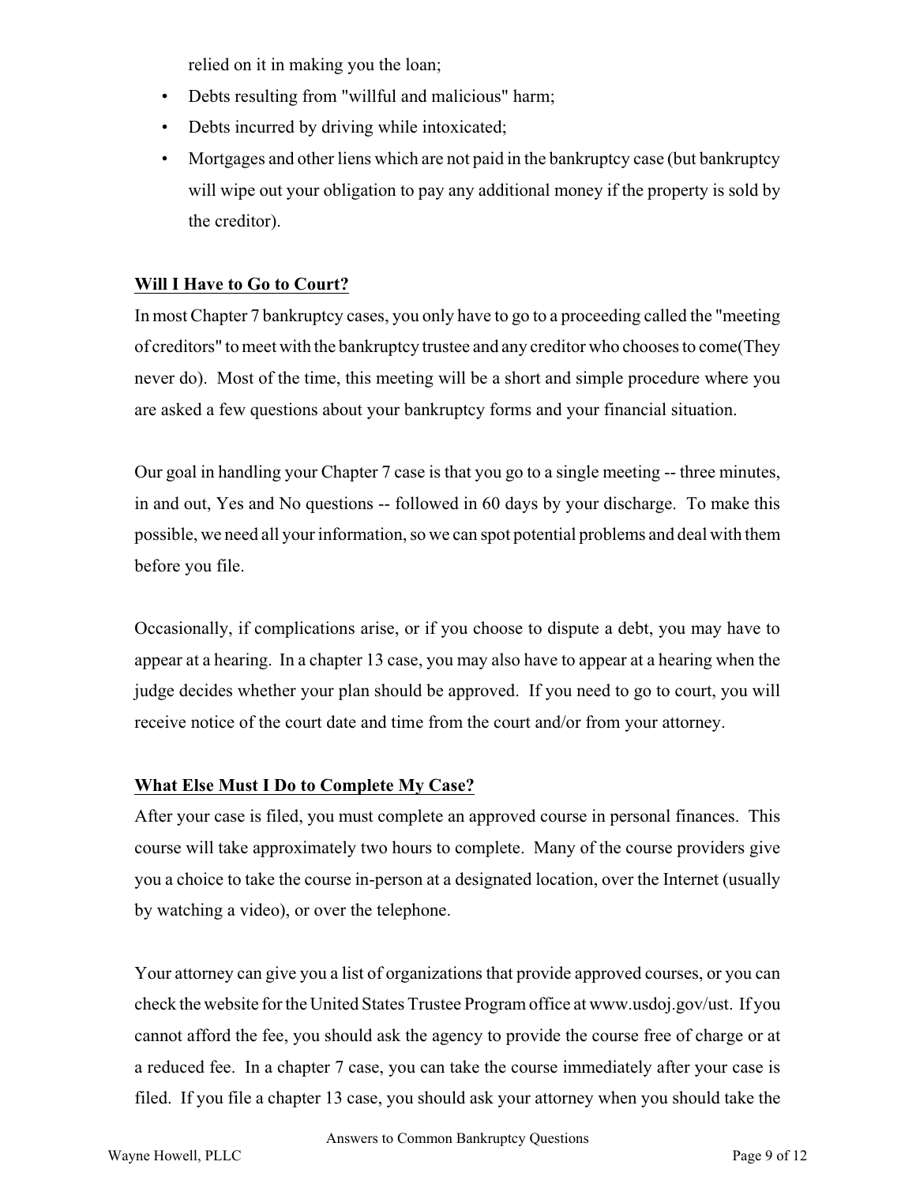relied on it in making you the loan;

- Debts resulting from "willful and malicious" harm;
- Debts incurred by driving while intoxicated;
- Mortgages and other liens which are not paid in the bankruptcy case (but bankruptcy will wipe out your obligation to pay any additional money if the property is sold by the creditor).

**Will I Have to Go to Court?**

In most Chapter 7 bankruptcy cases, you only have to go to a proceeding called the "meeting of creditors" to meet with the bankruptcy trustee and any creditor who chooses to come(They never do). Most of the time, this meeting will be a short and simple procedure where you are asked a few questions about your bankruptcy forms and your financial situation.

Our goal in handling your Chapter 7 case is that you go to a single meeting -- three minutes, in and out, Yes and No questions -- followed in 60 days by your discharge. To make this possible, we need all your information, so we can spot potential problems and deal with them before you file.

Occasionally, if complications arise, or if you choose to dispute a debt, you may have to appear at a hearing. In a chapter 13 case, you may also have to appear at a hearing when the judge decides whether your plan should be approved. If you need to go to court, you will receive notice of the court date and time from the court and/or from your attorney.

**What Else Must I Do to Complete My Case?**

After your case is filed, you must complete an approved course in personal finances. This course will take approximately two hours to complete. Many of the course providers give you a choice to take the course in-person at a designated location, over the Internet (usually by watching a video), or over the telephone.

Your attorney can give you a list of organizations that provide approved courses, or you can check the website for the United States Trustee Program office at www.usdoj.gov/ust. If you cannot afford the fee, you should ask the agency to provide the course free of charge or at a reduced fee. In a chapter 7 case, you can take the course immediately after your case is filed. If you file a chapter 13 case, you should ask your attorney when you should take the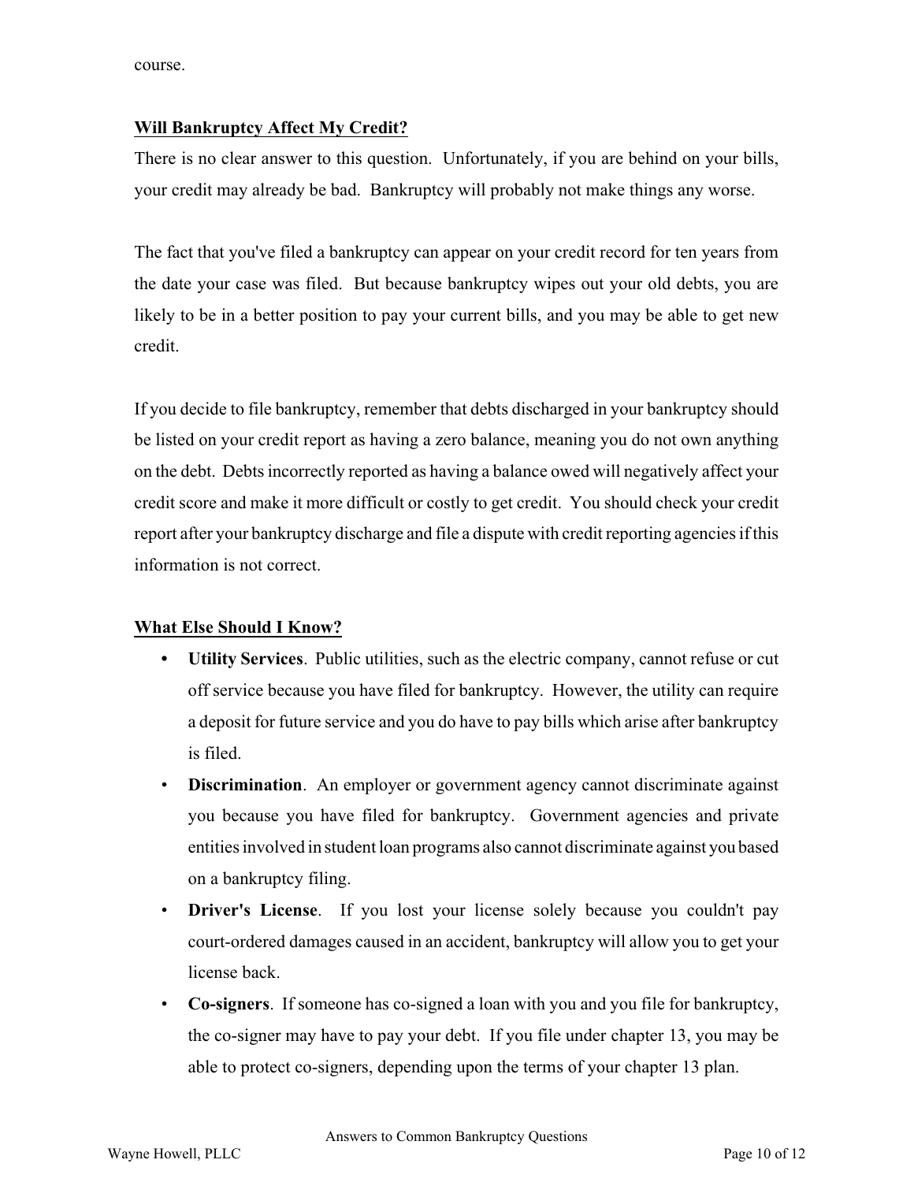course.

**Will Bankruptcy Affect My Credit?**

There is no clear answer to this question. Unfortunately, if you are behind on your bills, your credit may already be bad. Bankruptcy will probably not make things any worse.

The fact that you've filed a bankruptcy can appear on your credit record for ten years from the date your case was filed. But because bankruptcy wipes out your old debts, you are likely to be in a better position to pay your current bills, and you may be able to get new credit.

If you decide to file bankruptcy, remember that debts discharged in your bankruptcy should be listed on your credit report as having a zero balance, meaning you do not own anything on the debt. Debts incorrectly reported as having a balance owed will negatively affect your credit score and make it more difficult or costly to get credit. You should check your credit report after your bankruptcy discharge and file a dispute with credit reporting agencies if this information is not correct.

**What Else Should I Know?**

- **Utility Services**. Public utilities, such as the electric company, cannot refuse or cut off service because you have filed for bankruptcy. However, the utility can require a deposit for future service and you do have to pay bills which arise after bankruptcy is filed.
- **Discrimination**. An employer or government agency cannot discriminate against you because you have filed for bankruptcy. Government agencies and private entities involved in student loan programs also cannot discriminate against you based on a bankruptcy filing.
- **Driver's License**. If you lost your license solely because you couldn't pay court-ordered damages caused in an accident, bankruptcy will allow you to get your license back.
- **Co-signers**. If someone has co-signed a loan with you and you file for bankruptcy, the co-signer may have to pay your debt. If you file under chapter 13, you may be able to protect co-signers, depending upon the terms of your chapter 13 plan.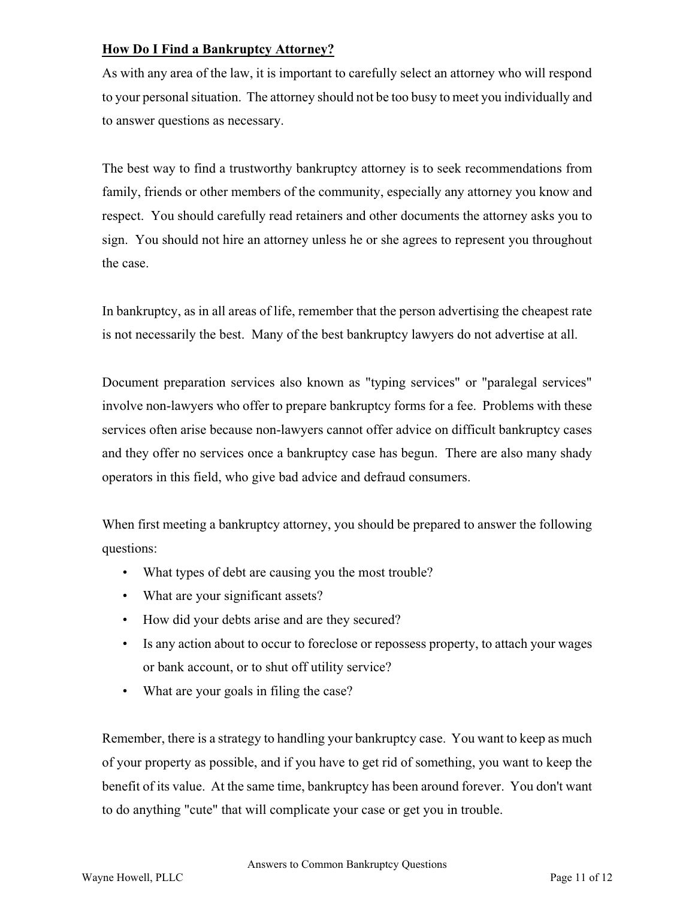## How Do I Find a Bankruptcy Attorney?

As with any area of the law, it is important to carefully select an attorney who will respond to your personal situation. The attorney should not be too busy to meet you individually and to answer questions as necessary.

The best way to find a trustworthy bankruptcy attorney is to seek recommendations from family, friends or other members of the community, especially any attorney you know and respect. You should carefully read retainers and other documents the attorney asks you to sign. You should not hire an attorney unless he or she agrees to represent you throughout the case.

In bankruptcy, as in all areas of life, remember that the person advertising the cheapest rate is not necessarily the best. Many of the best bankruptcy lawyers do not advertise at all.

Document preparation services also known as "typing services" or "paralegal services" involve non-lawyers who offer to prepare bankruptcy forms for a fee. Problems with these services often arise because non-lawyers cannot offer advice on difficult bankruptcy cases and they offer no services once a bankruptcy case has begun. There are also many shady operators in this field, who give bad advice and defraud consumers.

When first meeting a bankruptcy attorney, you should be prepared to answer the following questions:

- What types of debt are causing you the most trouble?
- What are your significant assets?
- How did your debts arise and are they secured?
- Is any action about to occur to foreclose or repossess property, to attach your wages or bank account, or to shut off utility service?
- What are your goals in filing the case?

Remember, there is a strategy to handling your bankruptcy case. You want to keep as much of your property as possible, and if you have to get rid of something, you want to keep the benefit of its value. At the same time, bankruptcy has been around forever. You don't want to do anything "cute" that will complicate your case or get you in trouble.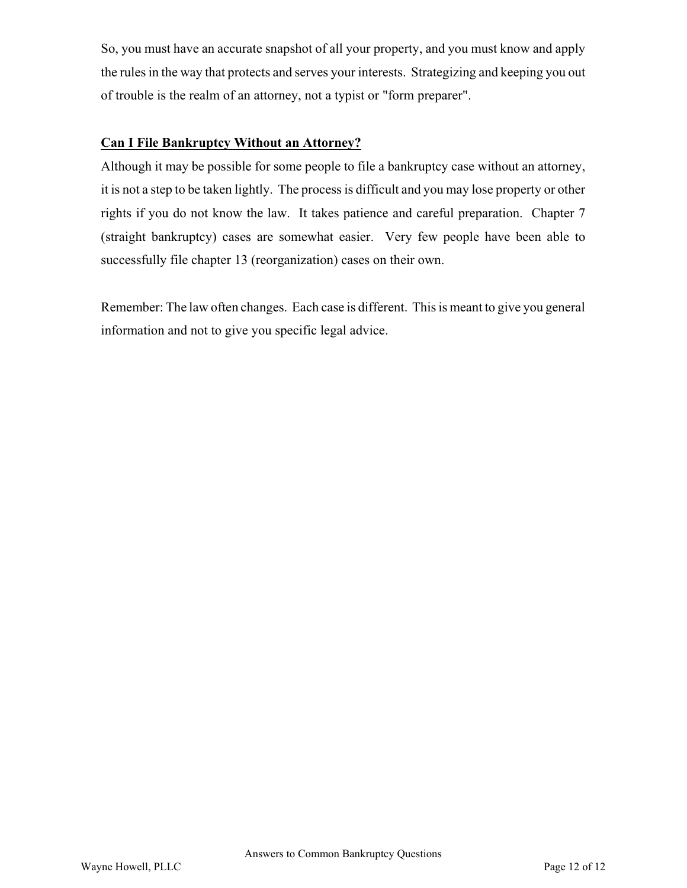So, you must have an accurate snapshot of all your property, and you must know and apply the rules in the way that protects and serves your interests. Strategizing and keeping you out of trouble is the realm of an attorney, not a typist or "form preparer".

**Can I File Bankruptcy Without an Attorney?**

Although it may be possible for some people to file a bankruptcy case without an attorney, it is not a step to be taken lightly. The process is difficult and you may lose property or other rights if you do not know the law. It takes patience and careful preparation. Chapter 7 (straight bankruptcy) cases are somewhat easier. Very few people have been able to successfully file chapter 13 (reorganization) cases on their own.

Remember: The law often changes. Each case is different. This is meant to give you general information and not to give you specific legal advice.